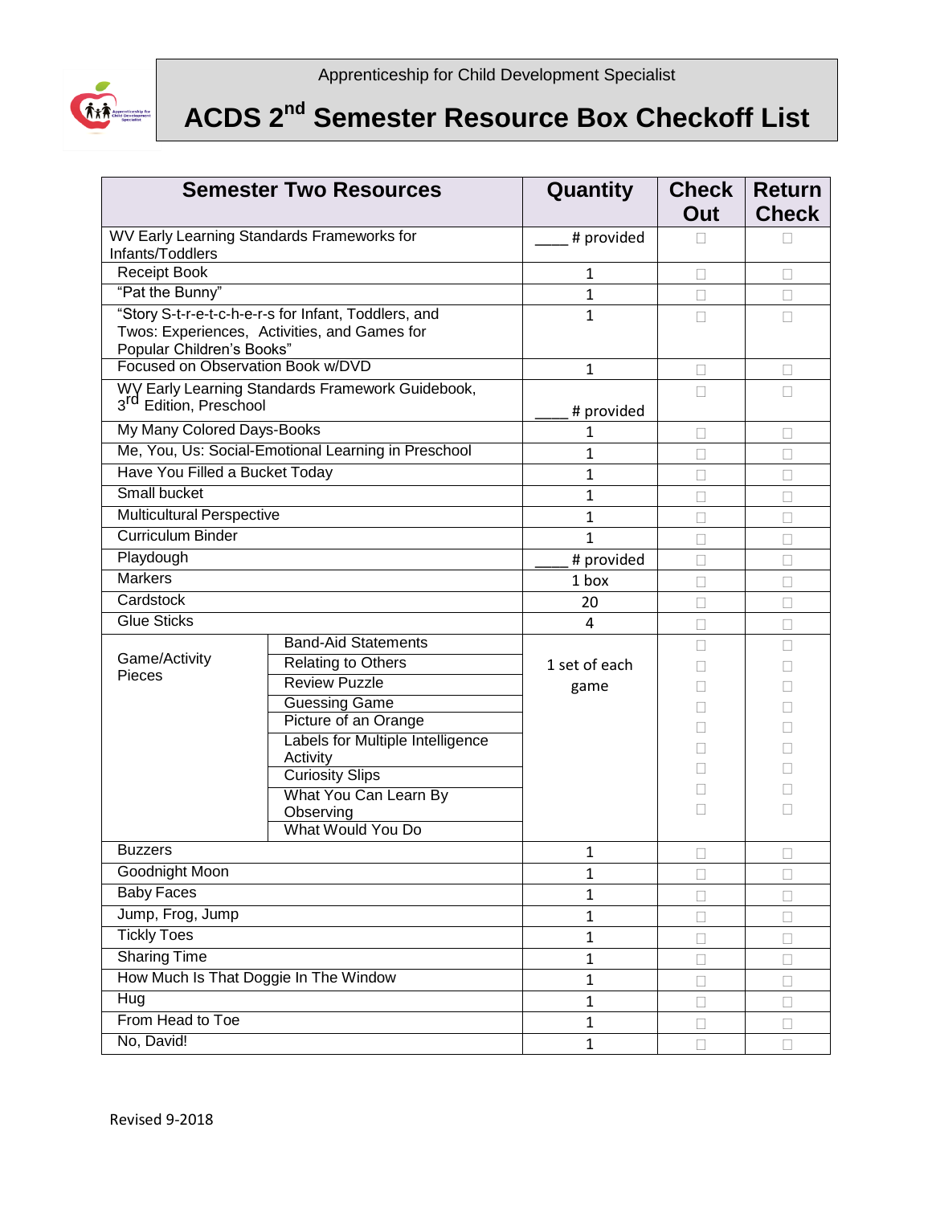Apprenticeship for Child Development Specialist

# ACDS 2nd Semester Resource Box Checkoff List

| Semester Two Resources | | Quantity | Check Out | Return Check |
|---|---|---|---|---|
| WV Early Learning Standards Frameworks for Infants/Toddlers | | ____ # provided | ☐ | ☐ |
| Receipt Book | | 1 | ☐ | ☐ |
| "Pat the Bunny" | | 1 | ☐ | ☐ |
| "Story S-t-r-e-t-c-h-e-r-s for Infant, Toddlers, and Twos: Experiences, Activities, and Games for Popular Children's Books" | | 1 | ☐ | ☐ |
| Focused on Observation Book w/DVD | | 1 | ☐ | ☐ |
| WV Early Learning Standards Framework Guidebook, 3rd Edition, Preschool | | ____ # provided | ☐ | ☐ |
| My Many Colored Days-Books | | 1 | ☐ | ☐ |
| Me, You, Us: Social-Emotional Learning in Preschool | | 1 | ☐ | ☐ |
| Have You Filled a Bucket Today | | 1 | ☐ | ☐ |
| Small bucket | | 1 | ☐ | ☐ |
| Multicultural Perspective | | 1 | ☐ | ☐ |
| Curriculum Binder | | 1 | ☐ | ☐ |
| Playdough | | ____ # provided | ☐ | ☐ |
| Markers | | 1 box | ☐ | ☐ |
| Cardstock | | 20 | ☐ | ☐ |
| Glue Sticks | | 4 | ☐ | ☐ |
| Game/Activity Pieces | Band-Aid Statements | 1 set of each game | ☐ | ☐ |
| | Relating to Others | | ☐ | ☐ |
| | Review Puzzle | | ☐ | ☐ |
| | Guessing Game | | ☐ | ☐ |
| | Picture of an Orange | | ☐ | ☐ |
| | Labels for Multiple Intelligence Activity | | ☐ | ☐ |
| | Curiosity Slips | | ☐ | ☐ |
| | What You Can Learn By Observing | | ☐ | ☐ |
| | What Would You Do | | ☐ | ☐ |
| Buzzers | | 1 | ☐ | ☐ |
| Goodnight Moon | | 1 | ☐ | ☐ |
| Baby Faces | | 1 | ☐ | ☐ |
| Jump, Frog, Jump | | 1 | ☐ | ☐ |
| Tickly Toes | | 1 | ☐ | ☐ |
| Sharing Time | | 1 | ☐ | ☐ |
| How Much Is That Doggie In The Window | | 1 | ☐ | ☐ |
| Hug | | 1 | ☐ | ☐ |
| From Head to Toe | | 1 | ☐ | ☐ |
| No, David! | | 1 | ☐ | ☐ |

Revised 9-2018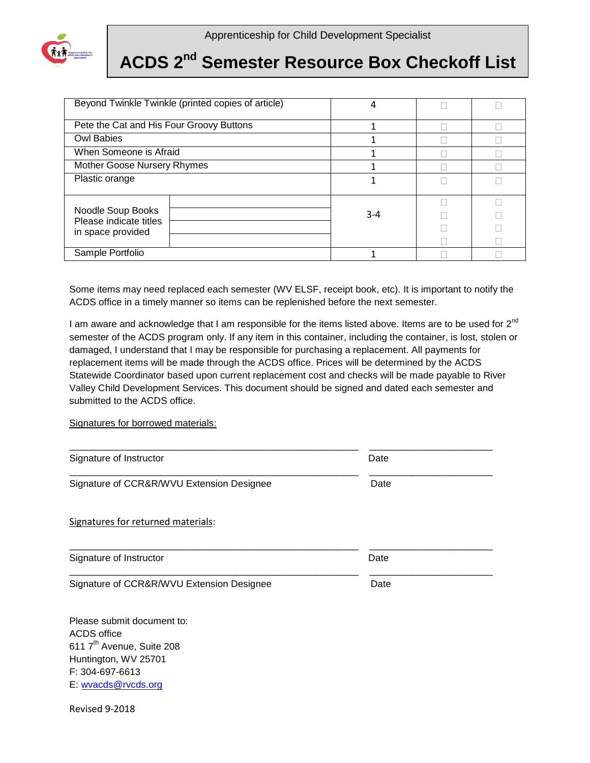Apprenticeship for Child Development Specialist

# ACDS 2nd Semester Resource Box Checkoff List

| | | | | |
|---|---|---|---|---|
| Beyond Twinkle Twinkle (printed copies of article) | | 4 | ☐ | ☐ |
| Pete the Cat and His Four Groovy Buttons | | 1 | ☐ | ☐ |
| Owl Babies | | 1 | ☐ | ☐ |
| When Someone is Afraid | | 1 | ☐ | ☐ |
| Mother Goose Nursery Rhymes | | 1 | ☐ | ☐ |
| Plastic orange | | 1 | ☐ | ☐ |
| Noodle Soup Books Please indicate titles in space provided | | 3-4 | ☐ | ☐ |
| | | | ☐ | ☐ |
| | | | ☐ | ☐ |
| | | | ☐ | ☐ |
| Sample Portfolio | | 1 | ☐ | ☐ |

Some items may need replaced each semester (WV ELSF, receipt book, etc). It is important to notify the ACDS office in a timely manner so items can be replenished before the next semester.

I am aware and acknowledge that I am responsible for the items listed above. Items are to be used for 2nd semester of the ACDS program only. If any item in this container, including the container, is lost, stolen or damaged, I understand that I may be responsible for purchasing a replacement. All payments for replacement items will be made through the ACDS office. Prices will be determined by the ACDS Statewide Coordinator based upon current replacement cost and checks will be made payable to River Valley Child Development Services. This document should be signed and dated each semester and submitted to the ACDS office.

Signatures for borrowed materials:

_______________________________________________________ ______________________

Signature of Instructor Date

_______________________________________________________ ______________________

Signature of CCR&R/WVU Extension Designee Date

Signatures for returned materials:

_______________________________________________________ ______________________

Signature of Instructor Date

_______________________________________________________ ______________________

Signature of CCR&R/WVU Extension Designee Date

Please submit document to:
ACDS office
611 7th Avenue, Suite 208
Huntington, WV 25701
F: 304-697-6613
E: wvacds@rvcds.org

Revised 9-2018